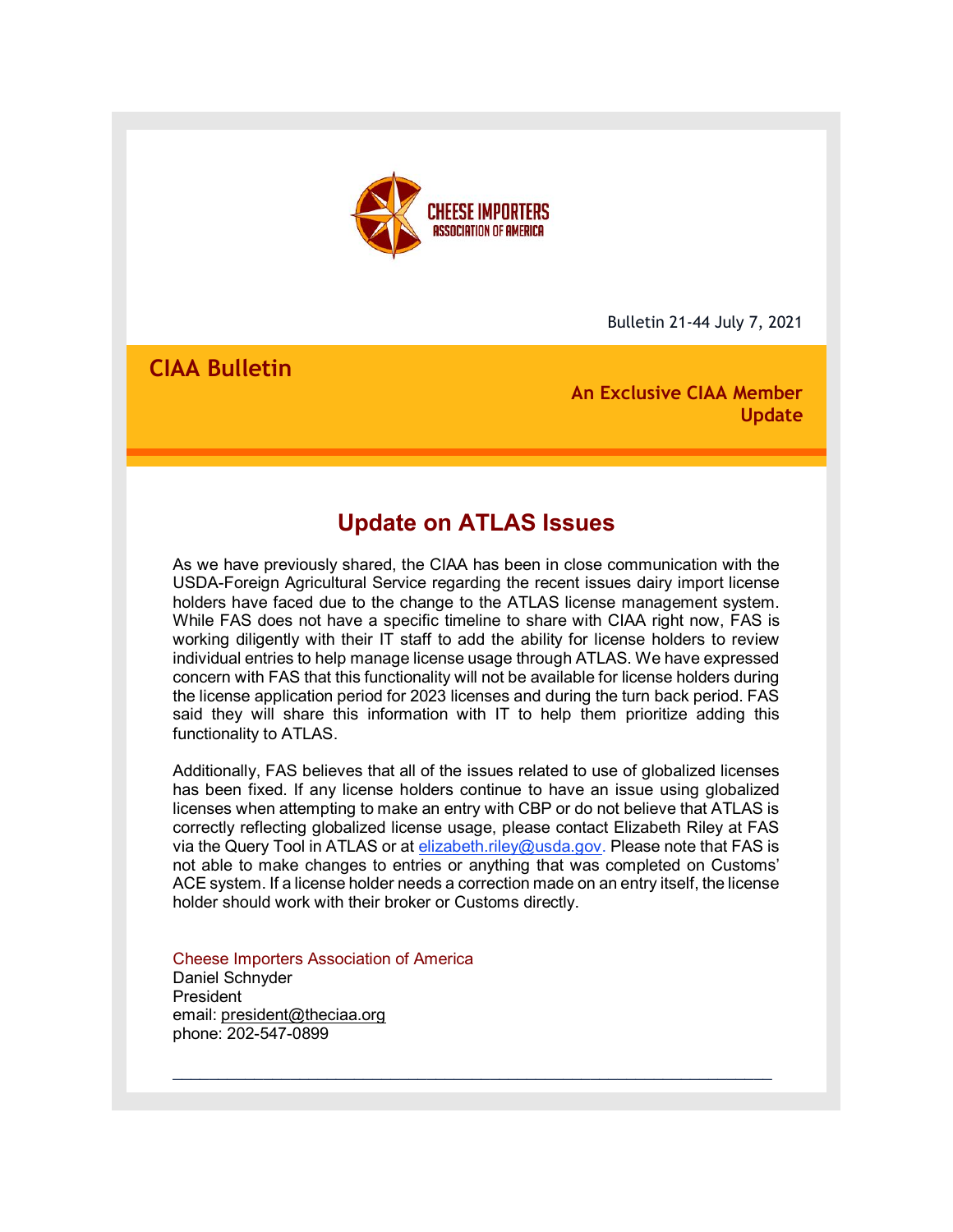CHEESE IMPORTERS ASSOCIATION OF AMERICA

Bulletin 21-44 July 7, 2021

**CIAA Bulletin**

**An Exclusive CIAA Member Update**

## Update on ATLAS Issues

As we have previously shared, the CIAA has been in close communication with the USDA-Foreign Agricultural Service regarding the recent issues dairy import license holders have faced due to the change to the ATLAS license management system. While FAS does not have a specific timeline to share with CIAA right now, FAS is working diligently with their IT staff to add the ability for license holders to review individual entries to help manage license usage through ATLAS. We have expressed concern with FAS that this functionality will not be available for license holders during the license application period for 2023 licenses and during the turn back period. FAS said they will share this information with IT to help them prioritize adding this functionality to ATLAS.

Additionally, FAS believes that all of the issues related to use of globalized licenses has been fixed. If any license holders continue to have an issue using globalized licenses when attempting to make an entry with CBP or do not believe that ATLAS is correctly reflecting globalized license usage, please contact Elizabeth Riley at FAS via the Query Tool in ATLAS or at elizabeth.riley@usda.gov. Please note that FAS is not able to make changes to entries or anything that was completed on Customs' ACE system. If a license holder needs a correction made on an entry itself, the license holder should work with their broker or Customs directly.

Cheese Importers Association of America
Daniel Schnyder
President
email: president@theciaa.org
phone: 202-547-0899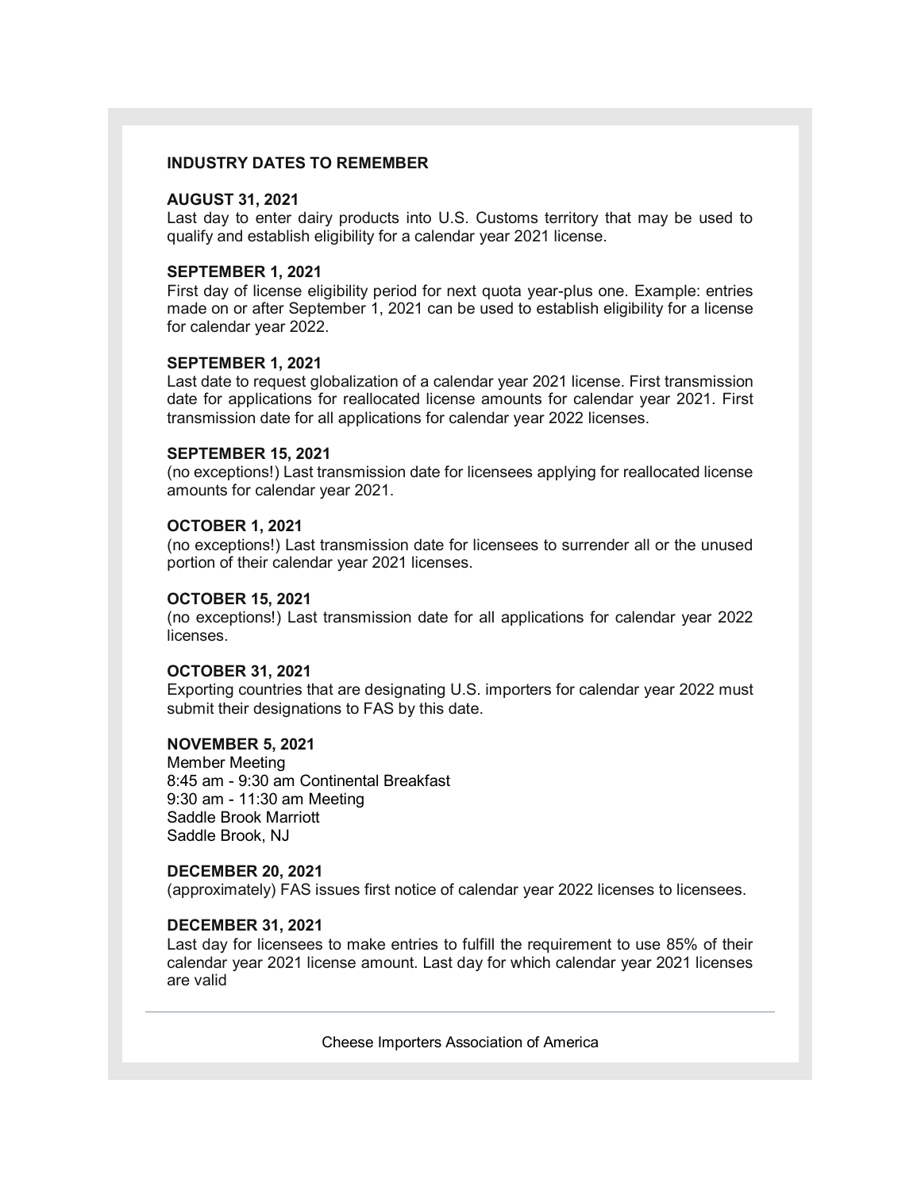## INDUSTRY DATES TO REMEMBER

**AUGUST 31, 2021**
Last day to enter dairy products into U.S. Customs territory that may be used to qualify and establish eligibility for a calendar year 2021 license.

**SEPTEMBER 1, 2021**
First day of license eligibility period for next quota year-plus one. Example: entries made on or after September 1, 2021 can be used to establish eligibility for a license for calendar year 2022.

**SEPTEMBER 1, 2021**
Last date to request globalization of a calendar year 2021 license. First transmission date for applications for reallocated license amounts for calendar year 2021. First transmission date for all applications for calendar year 2022 licenses.

**SEPTEMBER 15, 2021**
(no exceptions!) Last transmission date for licensees applying for reallocated license amounts for calendar year 2021.

**OCTOBER 1, 2021**
(no exceptions!) Last transmission date for licensees to surrender all or the unused portion of their calendar year 2021 licenses.

**OCTOBER 15, 2021**
(no exceptions!) Last transmission date for all applications for calendar year 2022 licenses.

**OCTOBER 31, 2021**
Exporting countries that are designating U.S. importers for calendar year 2022 must submit their designations to FAS by this date.

**NOVEMBER 5, 2021**
Member Meeting
8:45 am - 9:30 am Continental Breakfast
9:30 am - 11:30 am Meeting
Saddle Brook Marriott
Saddle Brook, NJ

**DECEMBER 20, 2021**
(approximately) FAS issues first notice of calendar year 2022 licenses to licensees.

**DECEMBER 31, 2021**
Last day for licensees to make entries to fulfill the requirement to use 85% of their calendar year 2021 license amount. Last day for which calendar year 2021 licenses are valid

---

Cheese Importers Association of America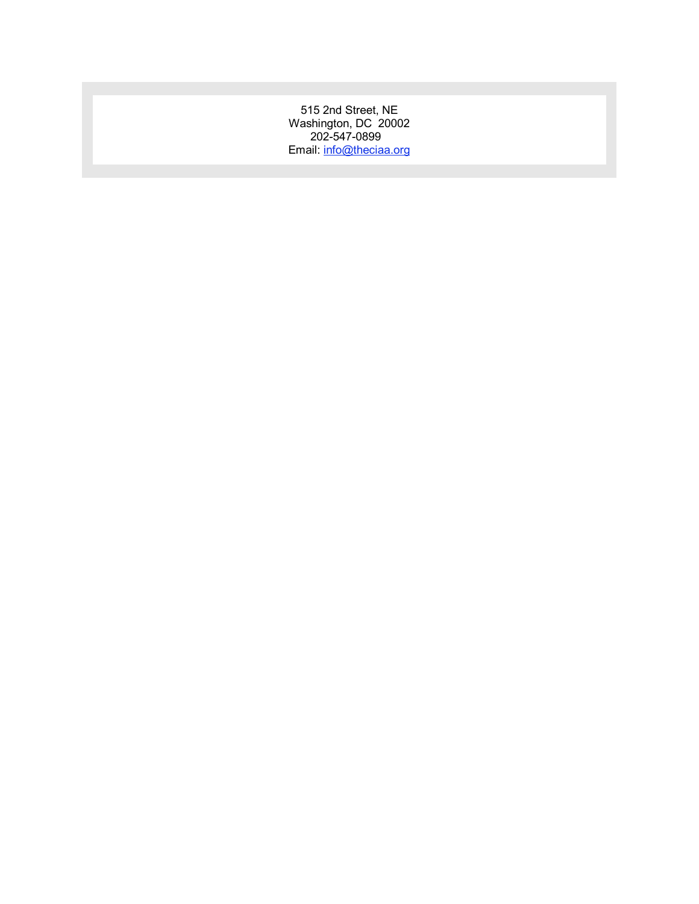515 2nd Street, NE
Washington, DC  20002
202-547-0899
Email: info@theciaa.org